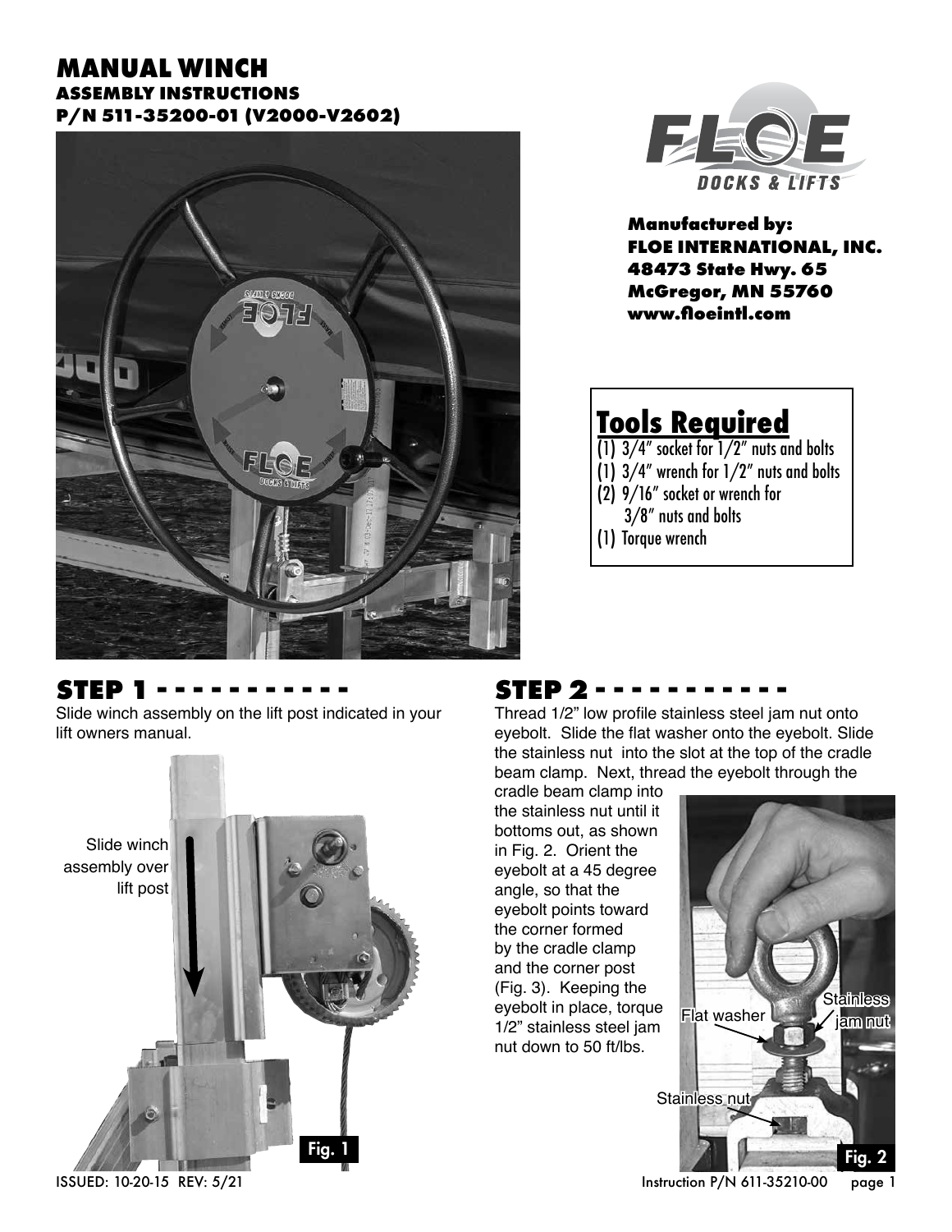# MANUAL WINCH

## ASSEMBLY INSTRUCTIONS

## P/N 511-35200-01 (V2000-V2602)

**Manufactured by:**
**FLOE INTERNATIONAL, INC.**
**48473 State Hwy. 65**
**McGregor, MN 55760**
**www.floeintl.com**

## Tools Required

(1) 3/4" socket for 1/2" nuts and bolts
(1) 3/4" wrench for 1/2" nuts and bolts
(2) 9/16" socket or wrench for
 3/8" nuts and bolts
(1) Torque wrench

## STEP 1 - - - - - - - - - - -

Slide winch assembly on the lift post indicated in your lift owners manual.

Slide winch assembly over lift post

Fig. 1

## STEP 2 - - - - - - - - - - -

Thread 1/2" low profile stainless steel jam nut onto eyebolt. Slide the flat washer onto the eyebolt. Slide the stainless nut into the slot at the top of the cradle beam clamp. Next, thread the eyebolt through the cradle beam clamp into the stainless nut until it bottoms out, as shown in Fig. 2. Orient the eyebolt at a 45 degree angle, so that the eyebolt points toward the corner formed by the cradle clamp and the corner post (Fig. 3). Keeping the eyebolt in place, torque 1/2" stainless steel jam nut down to 50 ft/lbs.

Flat washer
Stainless jam nut
Stainless nut

Fig. 2

ISSUED: 10-20-15 REV: 5/21

Instruction P/N 611-35210-00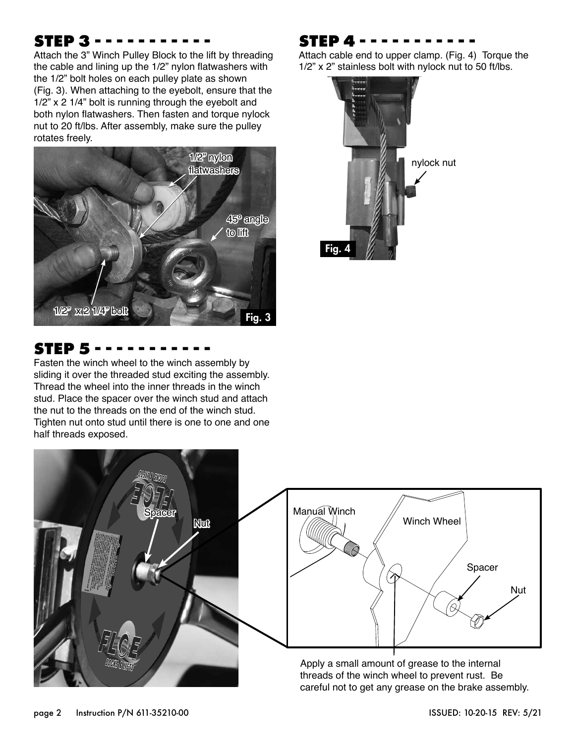## STEP 3

Attach the 3" Winch Pulley Block to the lift by threading the cable and lining up the 1/2" nylon flatwashers with the 1/2" bolt holes on each pulley plate as shown (Fig. 3). When attaching to the eyebolt, ensure that the 1/2" x 2 1/4" bolt is running through the eyebolt and both nylon flatwashers. Then fasten and torque nylock nut to 20 ft/lbs. After assembly, make sure the pulley rotates freely.

1/2" nylon flatwashers

45º angle to lift

1/2" x 2 1/4" bolt

Fig. 3

## STEP 4

Attach cable end to upper clamp. (Fig. 4) Torque the 1/2" x 2" stainless bolt with nylock nut to 50 ft/lbs.

nylock nut

Fig. 4

## STEP 5

Fasten the winch wheel to the winch assembly by sliding it over the threaded stud exciting the assembly. Thread the wheel into the inner threads in the winch stud. Place the spacer over the winch stud and attach the nut to the threads on the end of the winch stud. Tighten nut onto stud until there is one to one and one half threads exposed.

Spacer

Nut

Manual Winch

Winch Wheel

Spacer

Nut

Apply a small amount of grease to the internal threads of the winch wheel to prevent rust. Be careful not to get any grease on the brake assembly.

Instruction P/N 611-35210-00 ISSUED: 10-20-15 REV: 5/21